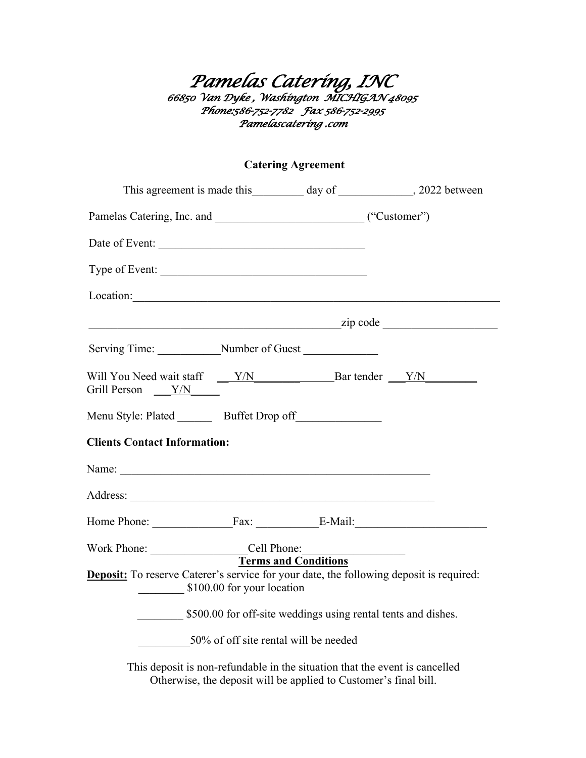# *Pamelas Catering, INC*

*66850 Van Dyke , Washington MICHIGAN 48095*
*Phone:586-752-7782 Fax 586-752-2995*
*Pamelascatering .com*

## Catering Agreement

This agreement is made this_________ day of _____________, 2022 between

Pamelas Catering, Inc. and __________________________ ("Customer")

Date of Event: ____________________________________

Type of Event: ____________________________________

Location:_______________________________________________________________

____________________________________________zip code ____________________

Serving Time: ___________Number of Guest _____________

Will You Need wait staff __Y/N______________Bar tender ___Y/N_________
Grill Person ___Y/N_____

Menu Style: Plated ______ Buffet Drop off_______________

**Clients Contact Information:**

Name: _______________________________________________________

Address: _____________________________________________________

Home Phone: ______________Fax: ___________E-Mail:_______________________

Work Phone: _________________Cell Phone:__________________

**Terms and Conditions**

**Deposit:** To reserve Caterer's service for your date, the following deposit is required:

________ $100.00 for your location

________ $500.00 for off-site weddings using rental tents and dishes.

_________50% of off site rental will be needed

This deposit is non-refundable in the situation that the event is cancelled
Otherwise, the deposit will be applied to Customer's final bill.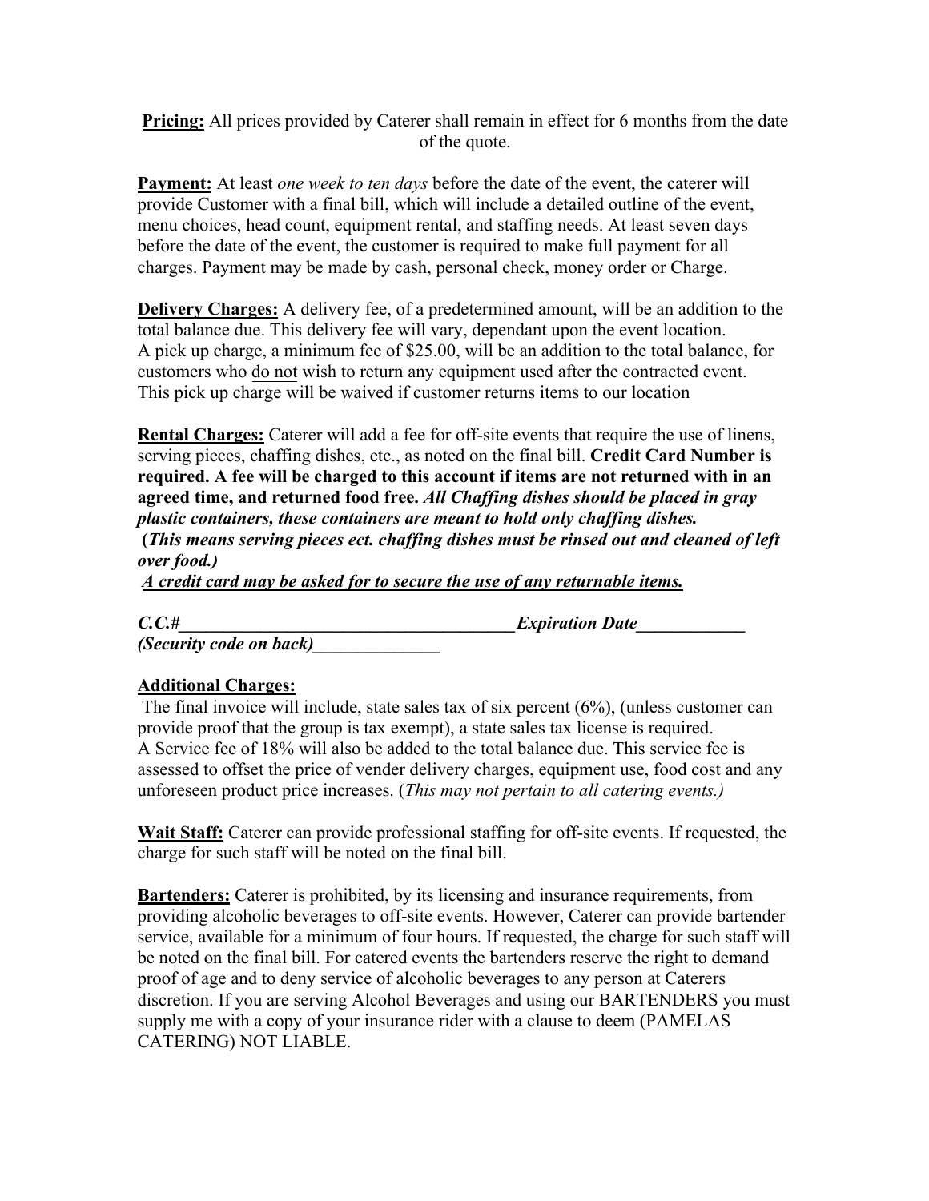**Pricing:** All prices provided by Caterer shall remain in effect for 6 months from the date of the quote.

**Payment:** At least *one week to ten days* before the date of the event, the caterer will provide Customer with a final bill, which will include a detailed outline of the event, menu choices, head count, equipment rental, and staffing needs. At least seven days before the date of the event, the customer is required to make full payment for all charges. Payment may be made by cash, personal check, money order or Charge.

**Delivery Charges:** A delivery fee, of a predetermined amount, will be an addition to the total balance due. This delivery fee will vary, dependant upon the event location. A pick up charge, a minimum fee of $25.00, will be an addition to the total balance, for customers who do not wish to return any equipment used after the contracted event. This pick up charge will be waived if customer returns items to our location

**Rental Charges:** Caterer will add a fee for off-site events that require the use of linens, serving pieces, chaffing dishes, etc., as noted on the final bill. **Credit Card Number is required. A fee will be charged to this account if items are not returned with in an agreed time, and returned food free.** ***All Chaffing dishes should be placed in gray plastic containers, these containers are meant to hold only chaffing dishes.***
**(*This means serving pieces ect. chaffing dishes must be rinsed out and cleaned of left over food.)***
***A credit card may be asked for to secure the use of any returnable items.***

***C.C.#_____________________________________Expiration Date____________***
***(Security code on back)______________***

**Additional Charges:**
The final invoice will include, state sales tax of six percent (6%), (unless customer can provide proof that the group is tax exempt), a state sales tax license is required. A Service fee of 18% will also be added to the total balance due. This service fee is assessed to offset the price of vender delivery charges, equipment use, food cost and any unforeseen product price increases. (*This may not pertain to all catering events.)*

**Wait Staff:** Caterer can provide professional staffing for off-site events. If requested, the charge for such staff will be noted on the final bill.

**Bartenders:** Caterer is prohibited, by its licensing and insurance requirements, from providing alcoholic beverages to off-site events. However, Caterer can provide bartender service, available for a minimum of four hours. If requested, the charge for such staff will be noted on the final bill. For catered events the bartenders reserve the right to demand proof of age and to deny service of alcoholic beverages to any person at Caterers discretion. If you are serving Alcohol Beverages and using our BARTENDERS you must supply me with a copy of your insurance rider with a clause to deem (PAMELAS CATERING) NOT LIABLE.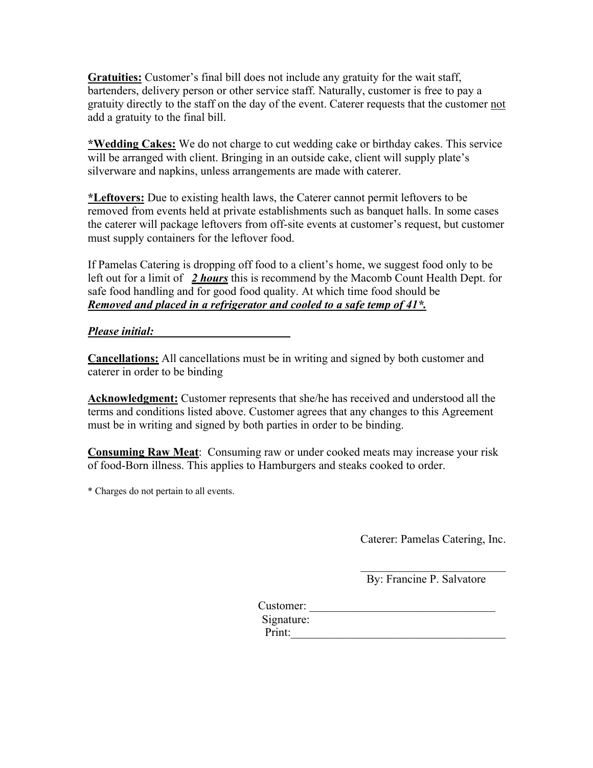**Gratuities:** Customer's final bill does not include any gratuity for the wait staff, bartenders, delivery person or other service staff. Naturally, customer is free to pay a gratuity directly to the staff on the day of the event. Caterer requests that the customer <u>not</u> add a gratuity to the final bill.

**\*Wedding Cakes:** We do not charge to cut wedding cake or birthday cakes. This service will be arranged with client. Bringing in an outside cake, client will supply plate's silverware and napkins, unless arrangements are made with caterer.

**\*Leftovers:** Due to existing health laws, the Caterer cannot permit leftovers to be removed from events held at private establishments such as banquet halls. In some cases the caterer will package leftovers from off-site events at customer's request, but customer must supply containers for the leftover food.

If Pamelas Catering is dropping off food to a client's home, we suggest food only to be left out for a limit of ***2 hours*** this is recommend by the Macomb Count Health Dept. for safe food handling and for good food quality. At which time food should be ***Removed and placed in a refrigerator and cooled to a safe temp of 41\*.***

***Please initial:*** ________________________

**Cancellations:** All cancellations must be in writing and signed by both customer and caterer in order to be binding

**Acknowledgment:** Customer represents that she/he has received and understood all the terms and conditions listed above. Customer agrees that any changes to this Agreement must be in writing and signed by both parties in order to be binding.

**Consuming Raw Meat**: Consuming raw or under cooked meats may increase your risk of food-Born illness. This applies to Hamburgers and steaks cooked to order.

\* Charges do not pertain to all events.

Caterer: Pamelas Catering, Inc.

____________________________

By: Francine P. Salvatore

Customer: ________________________________

Signature:

Print:____________________________________